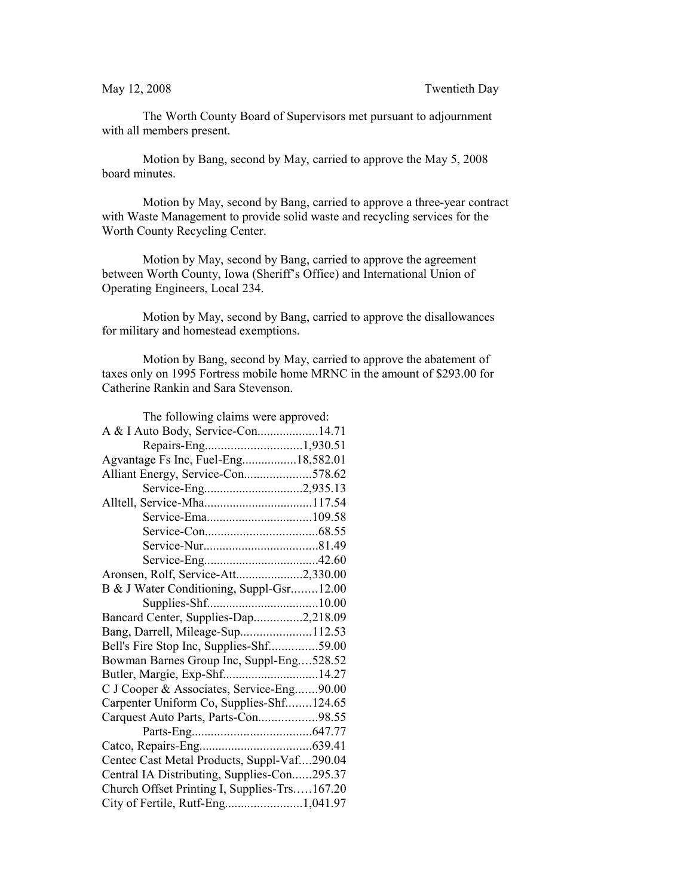May 12, 2008 Twentieth Day

The Worth County Board of Supervisors met pursuant to adjournment with all members present.

Motion by Bang, second by May, carried to approve the May 5, 2008 board minutes.

Motion by May, second by Bang, carried to approve a three-year contract with Waste Management to provide solid waste and recycling services for the Worth County Recycling Center.

Motion by May, second by Bang, carried to approve the agreement between Worth County, Iowa (Sheriff's Office) and International Union of Operating Engineers, Local 234.

Motion by May, second by Bang, carried to approve the disallowances for military and homestead exemptions.

Motion by Bang, second by May, carried to approve the abatement of taxes only on 1995 Fortress mobile home MRNC in the amount of $293.00 for Catherine Rankin and Sara Stevenson.

The following claims were approved:

A & I Auto Body, Service-Con...................14.71
Repairs-Eng..............................1,930.51
Agvantage Fs Inc, Fuel-Eng.................18,582.01
Alliant Energy, Service-Con.....................578.62
Service-Eng...............................2,935.13
Alltell, Service-Mha..................................117.54
Service-Ema.................................109.58
Service-Con...................................68.55
Service-Nur....................................81.49
Service-Eng...................................42.60
Aronsen, Rolf, Service-Att.....................2,330.00
B & J Water Conditioning, Suppl-Gsr........12.00
Supplies-Shf..................................10.00
Bancard Center, Supplies-Dap...............2,218.09
Bang, Darrell, Mileage-Sup......................112.53
Bell's Fire Stop Inc, Supplies-Shf...............59.00
Bowman Barnes Group Inc, Suppl-Eng....528.52
Butler, Margie, Exp-Shf.............................14.27
C J Cooper & Associates, Service-Eng.......90.00
Carpenter Uniform Co, Supplies-Shf........124.65
Carquest Auto Parts, Parts-Con..................98.55
Parts-Eng.....................................647.77
Catco, Repairs-Eng..................................639.41
Centec Cast Metal Products, Suppl-Vaf....290.04
Central IA Distributing, Supplies-Con......295.37
Church Offset Printing I, Supplies-Trs.....167.20
City of Fertile, Rutf-Eng........................1,041.97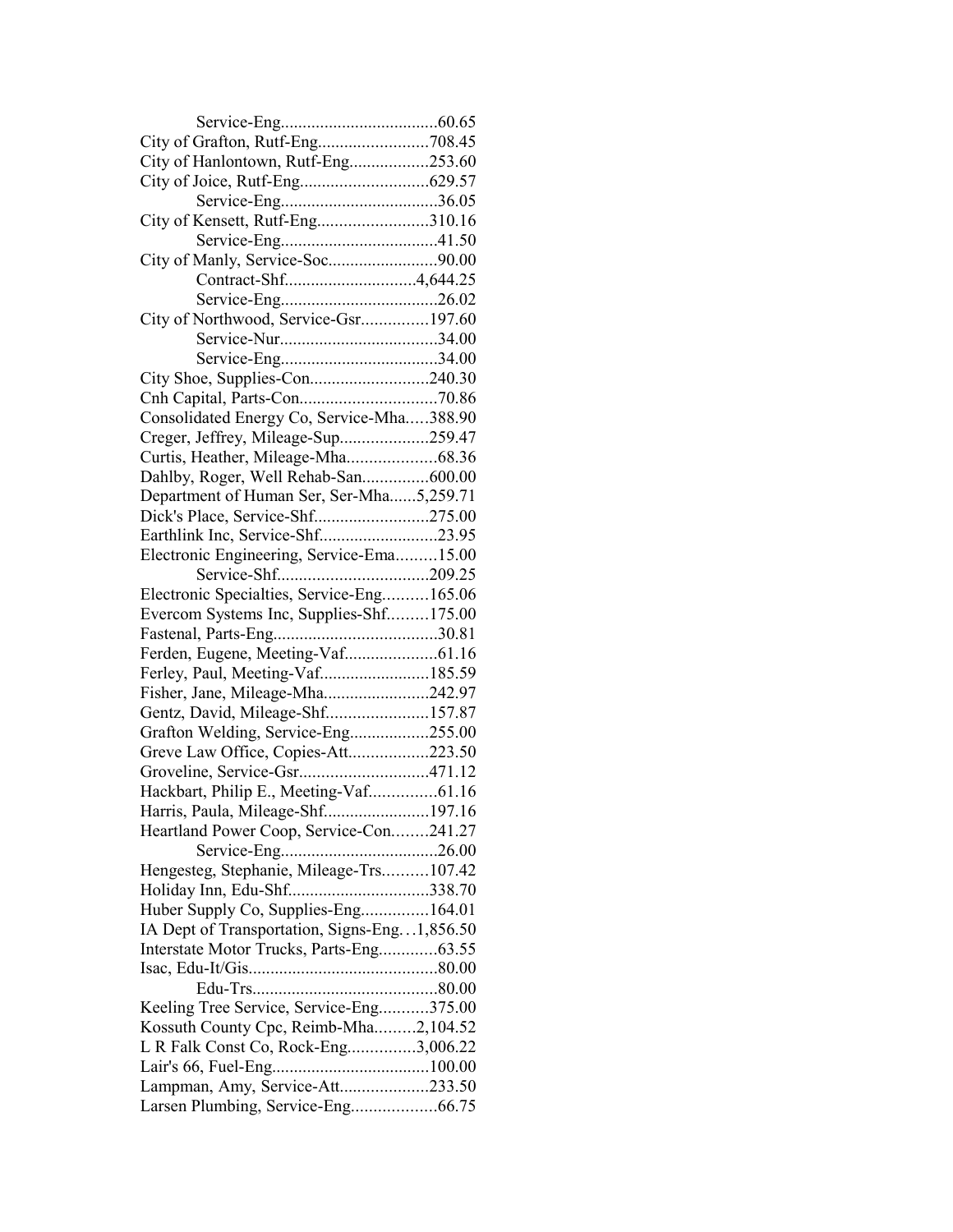Service-Eng....................................60.65
City of Grafton, Rutf-Eng.........................708.45
City of Hanlontown, Rutf-Eng..................253.60
City of Joice, Rutf-Eng.............................629.57
Service-Eng....................................36.05
City of Kensett, Rutf-Eng.........................310.16
Service-Eng....................................41.50
City of Manly, Service-Soc.........................90.00
Contract-Shf.............................4,644.25
Service-Eng....................................26.02
City of Northwood, Service-Gsr...............197.60
Service-Nur....................................34.00
Service-Eng....................................34.00
City Shoe, Supplies-Con...........................240.30
Cnh Capital, Parts-Con...............................70.86
Consolidated Energy Co, Service-Mha.....388.90
Creger, Jeffrey, Mileage-Sup....................259.47
Curtis, Heather, Mileage-Mha....................68.36
Dahlby, Roger, Well Rehab-San...............600.00
Department of Human Ser, Ser-Mha......5,259.71
Dick's Place, Service-Shf..........................275.00
Earthlink Inc, Service-Shf..........................23.95
Electronic Engineering, Service-Ema.........15.00
Service-Shf..................................209.25
Electronic Specialties, Service-Eng..........165.06
Evercom Systems Inc, Supplies-Shf.........175.00
Fastenal, Parts-Eng.....................................30.81
Ferden, Eugene, Meeting-Vaf.....................61.16
Ferley, Paul, Meeting-Vaf.........................185.59
Fisher, Jane, Mileage-Mha........................242.97
Gentz, David, Mileage-Shf.......................157.87
Grafton Welding, Service-Eng..................255.00
Greve Law Office, Copies-Att..................223.50
Groveline, Service-Gsr.............................471.12
Hackbart, Philip E., Meeting-Vaf...............61.16
Harris, Paula, Mileage-Shf........................197.16
Heartland Power Coop, Service-Con........241.27
Service-Eng....................................26.00
Hengesteg, Stephanie, Mileage-Trs..........107.42
Holiday Inn, Edu-Shf................................338.70
Huber Supply Co, Supplies-Eng...............164.01
IA Dept of Transportation, Signs-Eng…1,856.50
Interstate Motor Trucks, Parts-Eng.............63.55
Isac, Edu-It/Gis...........................................80.00
Edu-Trs..........................................80.00
Keeling Tree Service, Service-Eng...........375.00
Kossuth County Cpc, Reimb-Mha.........2,104.52
L R Falk Const Co, Rock-Eng...............3,006.22
Lair's 66, Fuel-Eng....................................100.00
Lampman, Amy, Service-Att....................233.50
Larsen Plumbing, Service-Eng...................66.75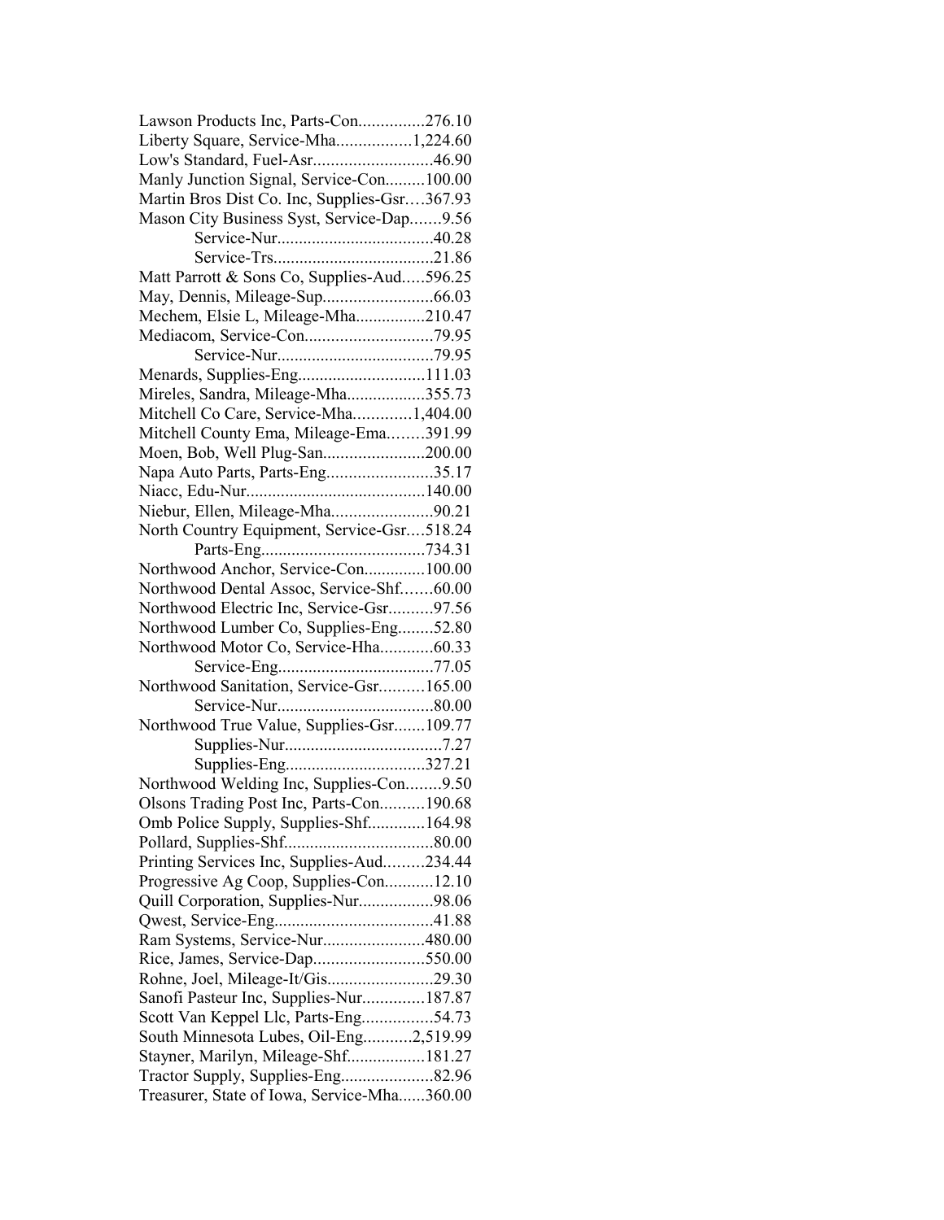Lawson Products Inc, Parts-Con...............276.10
Liberty Square, Service-Mha.................1,224.60
Low's Standard, Fuel-Asr...........................46.90
Manly Junction Signal, Service-Con.........100.00
Martin Bros Dist Co. Inc, Supplies-Gsr….367.93
Mason City Business Syst, Service-Dap.......9.56
Service-Nur....................................40.28
Service-Trs.....................................21.86
Matt Parrott & Sons Co, Supplies-Aud.....596.25
May, Dennis, Mileage-Sup.........................66.03
Mechem, Elsie L, Mileage-Mha................210.47
Mediacom, Service-Con.............................79.95
Service-Nur....................................79.95
Menards, Supplies-Eng.............................111.03
Mireles, Sandra, Mileage-Mha..................355.73
Mitchell Co Care, Service-Mha.............1,404.00
Mitchell County Ema, Mileage-Ema……..391.99
Moen, Bob, Well Plug-San.......................200.00
Napa Auto Parts, Parts-Eng........................35.17
Niacc, Edu-Nur.........................................140.00
Niebur, Ellen, Mileage-Mha.......................90.21
North Country Equipment, Service-Gsr....518.24
Parts-Eng.....................................734.31
Northwood Anchor, Service-Con..............100.00
Northwood Dental Assoc, Service-Shf.......60.00
Northwood Electric Inc, Service-Gsr..........97.56
Northwood Lumber Co, Supplies-Eng........52.80
Northwood Motor Co, Service-Hha............60.33
Service-Eng....................................77.05
Northwood Sanitation, Service-Gsr..........165.00
Service-Nur....................................80.00
Northwood True Value, Supplies-Gsr.......109.77
Supplies-Nur....................................7.27
Supplies-Eng...............................327.21
Northwood Welding Inc, Supplies-Con........9.50
Olsons Trading Post Inc, Parts-Con..........190.68
Omb Police Supply, Supplies-Shf.............164.98
Pollard, Supplies-Shf..................................80.00
Printing Services Inc, Supplies-Aud.........234.44
Progressive Ag Coop, Supplies-Con...........12.10
Quill Corporation, Supplies-Nur.................98.06
Qwest, Service-Eng....................................41.88
Ram Systems, Service-Nur.......................480.00
Rice, James, Service-Dap.........................550.00
Rohne, Joel, Mileage-It/Gis........................29.30
Sanofi Pasteur Inc, Supplies-Nur..............187.87
Scott Van Keppel Llc, Parts-Eng................54.73
South Minnesota Lubes, Oil-Eng...........2,519.99
Stayner, Marilyn, Mileage-Shf..................181.27
Tractor Supply, Supplies-Eng.....................82.96
Treasurer, State of Iowa, Service-Mha......360.00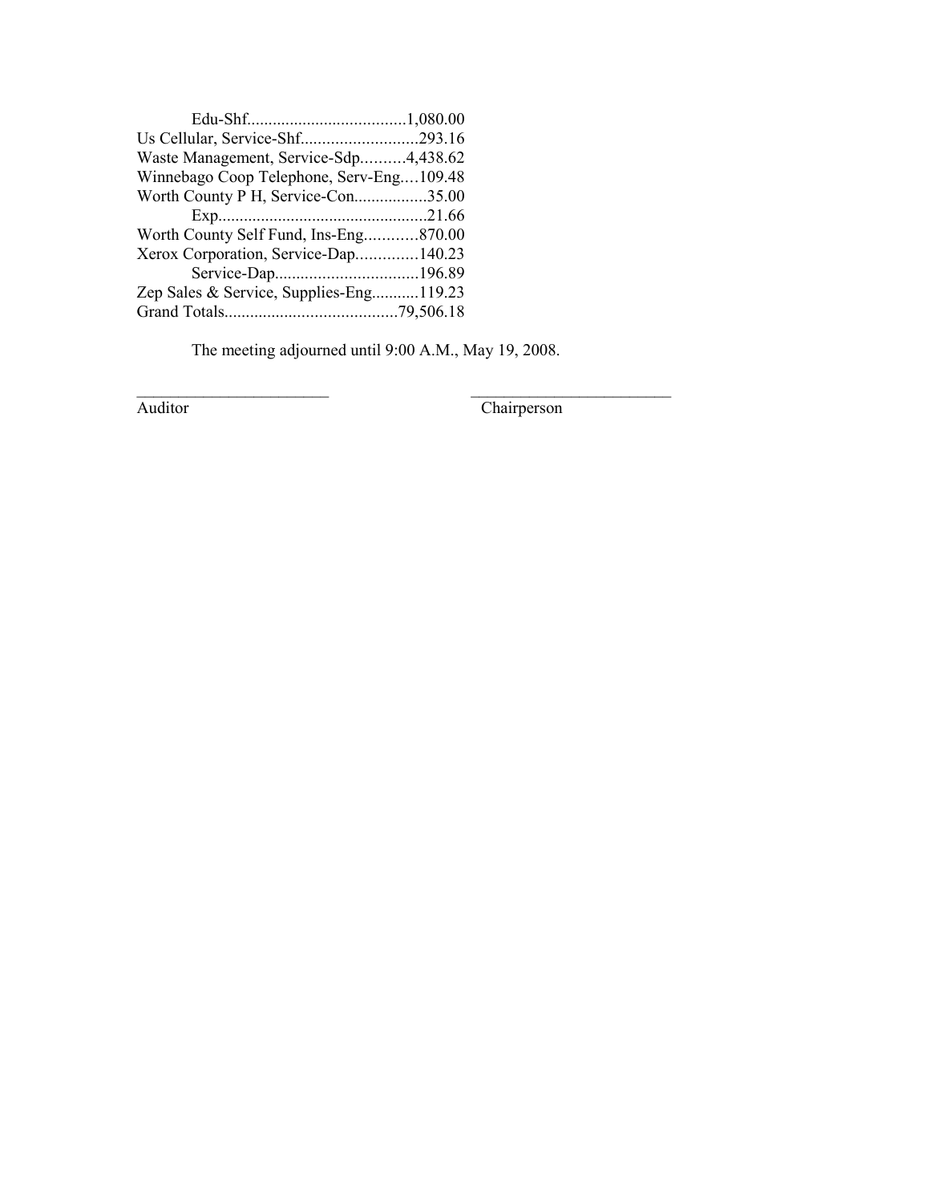Edu-Shf.....................................1,080.00
Us Cellular, Service-Shf...........................293.16
Waste Management, Service-Sdp..........4,438.62
Winnebago Coop Telephone, Serv-Eng....109.48
Worth County P H, Service-Con.................35.00
Exp.................................................21.66
Worth County Self Fund, Ins-Eng............870.00
Xerox Corporation, Service-Dap..............140.23
Service-Dap.................................196.89
Zep Sales & Service, Supplies-Eng...........119.23
Grand Totals........................................79,506.18

The meeting adjourned until 9:00 A.M., May 19, 2008.

________________________ ________________________
Auditor Chairperson